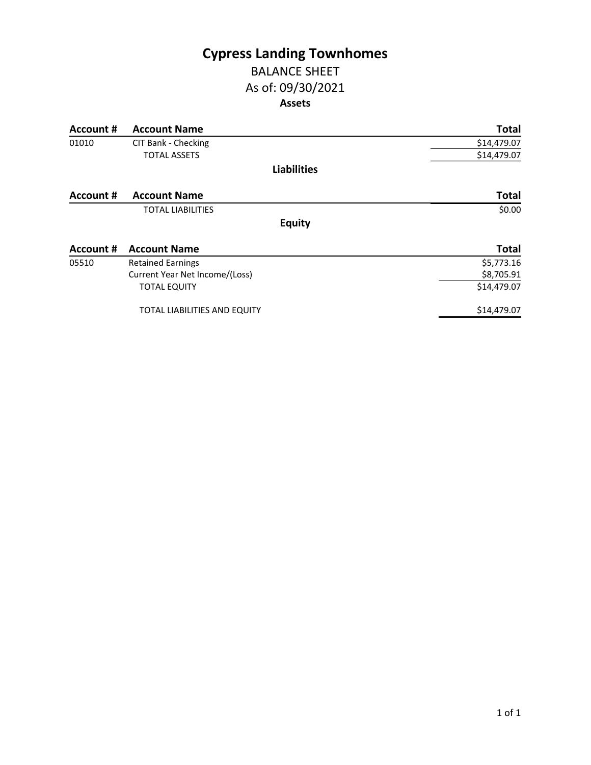# Cypress Landing Townhomes

## BALANCE SHEET

## As of: 09/30/2021

### Assets

| Account # | Account Name | Total |
|---|---|---|
| 01010 | CIT Bank - Checking | $14,479.07 |
| | TOTAL ASSETS | $14,479.07 |

### Liabilities

| Account # | Account Name | Total |
|---|---|---|
| | TOTAL LIABILITIES | $0.00 |

### Equity

| Account # | Account Name | Total |
|---|---|---|
| 05510 | Retained Earnings | $5,773.16 |
| | Current Year Net Income/(Loss) | $8,705.91 |
| | TOTAL EQUITY | $14,479.07 |
| | TOTAL LIABILITIES AND EQUITY | $14,479.07 |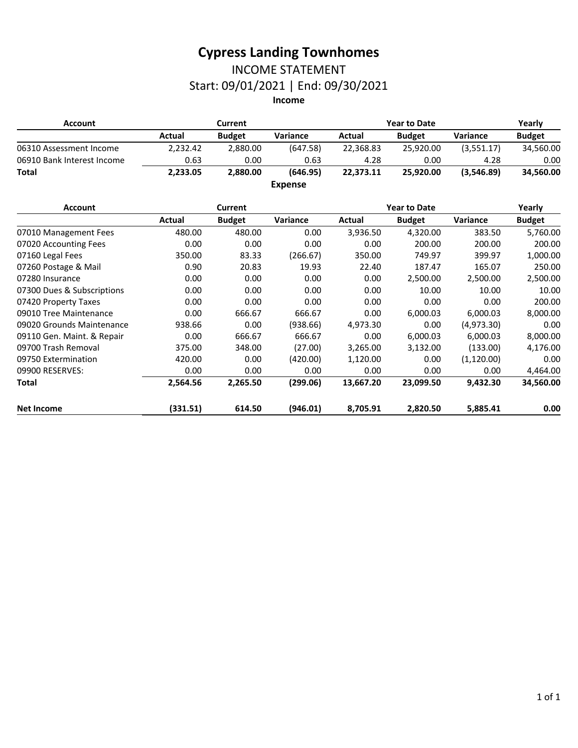# Cypress Landing Townhomes

## INCOME STATEMENT

## Start: 09/01/2021 | End: 09/30/2021

### Income

| Account | Current | | | Year to Date | | | Yearly |
|---|---|---|---|---|---|---|---|
| | Actual | Budget | Variance | Actual | Budget | Variance | Budget |
| 06310 Assessment Income | 2,232.42 | 2,880.00 | (647.58) | 22,368.83 | 25,920.00 | (3,551.17) | 34,560.00 |
| 06910 Bank Interest Income | 0.63 | 0.00 | 0.63 | 4.28 | 0.00 | 4.28 | 0.00 |
| **Total** | **2,233.05** | **2,880.00** | **(646.95)** | **22,373.11** | **25,920.00** | **(3,546.89)** | **34,560.00** |

### Expense

| Account | Current | | | Year to Date | | | Yearly |
|---|---|---|---|---|---|---|---|
| | Actual | Budget | Variance | Actual | Budget | Variance | Budget |
| 07010 Management Fees | 480.00 | 480.00 | 0.00 | 3,936.50 | 4,320.00 | 383.50 | 5,760.00 |
| 07020 Accounting Fees | 0.00 | 0.00 | 0.00 | 0.00 | 200.00 | 200.00 | 200.00 |
| 07160 Legal Fees | 350.00 | 83.33 | (266.67) | 350.00 | 749.97 | 399.97 | 1,000.00 |
| 07260 Postage & Mail | 0.90 | 20.83 | 19.93 | 22.40 | 187.47 | 165.07 | 250.00 |
| 07280 Insurance | 0.00 | 0.00 | 0.00 | 0.00 | 2,500.00 | 2,500.00 | 2,500.00 |
| 07300 Dues & Subscriptions | 0.00 | 0.00 | 0.00 | 0.00 | 10.00 | 10.00 | 10.00 |
| 07420 Property Taxes | 0.00 | 0.00 | 0.00 | 0.00 | 0.00 | 0.00 | 200.00 |
| 09010 Tree Maintenance | 0.00 | 666.67 | 666.67 | 0.00 | 6,000.03 | 6,000.03 | 8,000.00 |
| 09020 Grounds Maintenance | 938.66 | 0.00 | (938.66) | 4,973.30 | 0.00 | (4,973.30) | 0.00 |
| 09110 Gen. Maint. & Repair | 0.00 | 666.67 | 666.67 | 0.00 | 6,000.03 | 6,000.03 | 8,000.00 |
| 09700 Trash Removal | 375.00 | 348.00 | (27.00) | 3,265.00 | 3,132.00 | (133.00) | 4,176.00 |
| 09750 Extermination | 420.00 | 0.00 | (420.00) | 1,120.00 | 0.00 | (1,120.00) | 0.00 |
| 09900 RESERVES: | 0.00 | 0.00 | 0.00 | 0.00 | 0.00 | 0.00 | 4,464.00 |
| **Total** | **2,564.56** | **2,265.50** | **(299.06)** | **13,667.20** | **23,099.50** | **9,432.30** | **34,560.00** |
| | | | | | | | |
| **Net Income** | **(331.51)** | **614.50** | **(946.01)** | **8,705.91** | **2,820.50** | **5,885.41** | **0.00** |